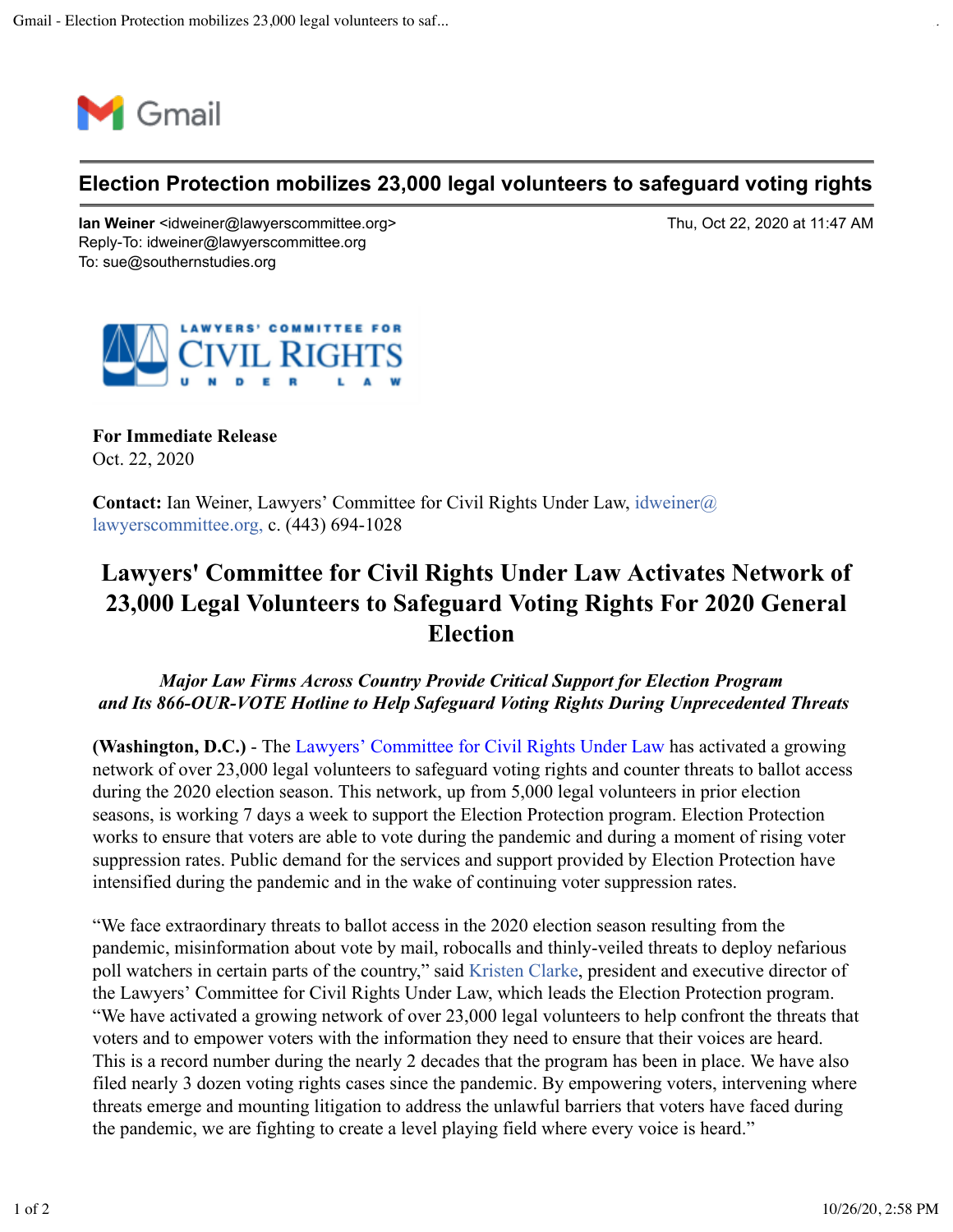Gmail

# Election Protection mobilizes 23,000 legal volunteers to safeguard voting rights

**Ian Weiner** <idweiner@lawyerscommittee.org>
Reply-To: idweiner@lawyerscommittee.org
To: sue@southernstudies.org

Thu, Oct 22, 2020 at 11:47 AM

LAWYERS' COMMITTEE FOR CIVIL RIGHTS UNDER LAW

**For Immediate Release**
Oct. 22, 2020

**Contact:** Ian Weiner, Lawyers' Committee for Civil Rights Under Law, idweiner@lawyerscommittee.org, c. (443) 694-1028

## Lawyers' Committee for Civil Rights Under Law Activates Network of 23,000 Legal Volunteers to Safeguard Voting Rights For 2020 General Election

***Major Law Firms Across Country Provide Critical Support for Election Program and Its 866-OUR-VOTE Hotline to Help Safeguard Voting Rights During Unprecedented Threats***

**(Washington, D.C.)** - The Lawyers' Committee for Civil Rights Under Law has activated a growing network of over 23,000 legal volunteers to safeguard voting rights and counter threats to ballot access during the 2020 election season. This network, up from 5,000 legal volunteers in prior election seasons, is working 7 days a week to support the Election Protection program. Election Protection works to ensure that voters are able to vote during the pandemic and during a moment of rising voter suppression rates. Public demand for the services and support provided by Election Protection have intensified during the pandemic and in the wake of continuing voter suppression rates.

"We face extraordinary threats to ballot access in the 2020 election season resulting from the pandemic, misinformation about vote by mail, robocalls and thinly-veiled threats to deploy nefarious poll watchers in certain parts of the country," said Kristen Clarke, president and executive director of the Lawyers' Committee for Civil Rights Under Law, which leads the Election Protection program. "We have activated a growing network of over 23,000 legal volunteers to help confront the threats that voters and to empower voters with the information they need to ensure that their voices are heard. This is a record number during the nearly 2 decades that the program has been in place. We have also filed nearly 3 dozen voting rights cases since the pandemic. By empowering voters, intervening where threats emerge and mounting litigation to address the unlawful barriers that voters have faced during the pandemic, we are fighting to create a level playing field where every voice is heard."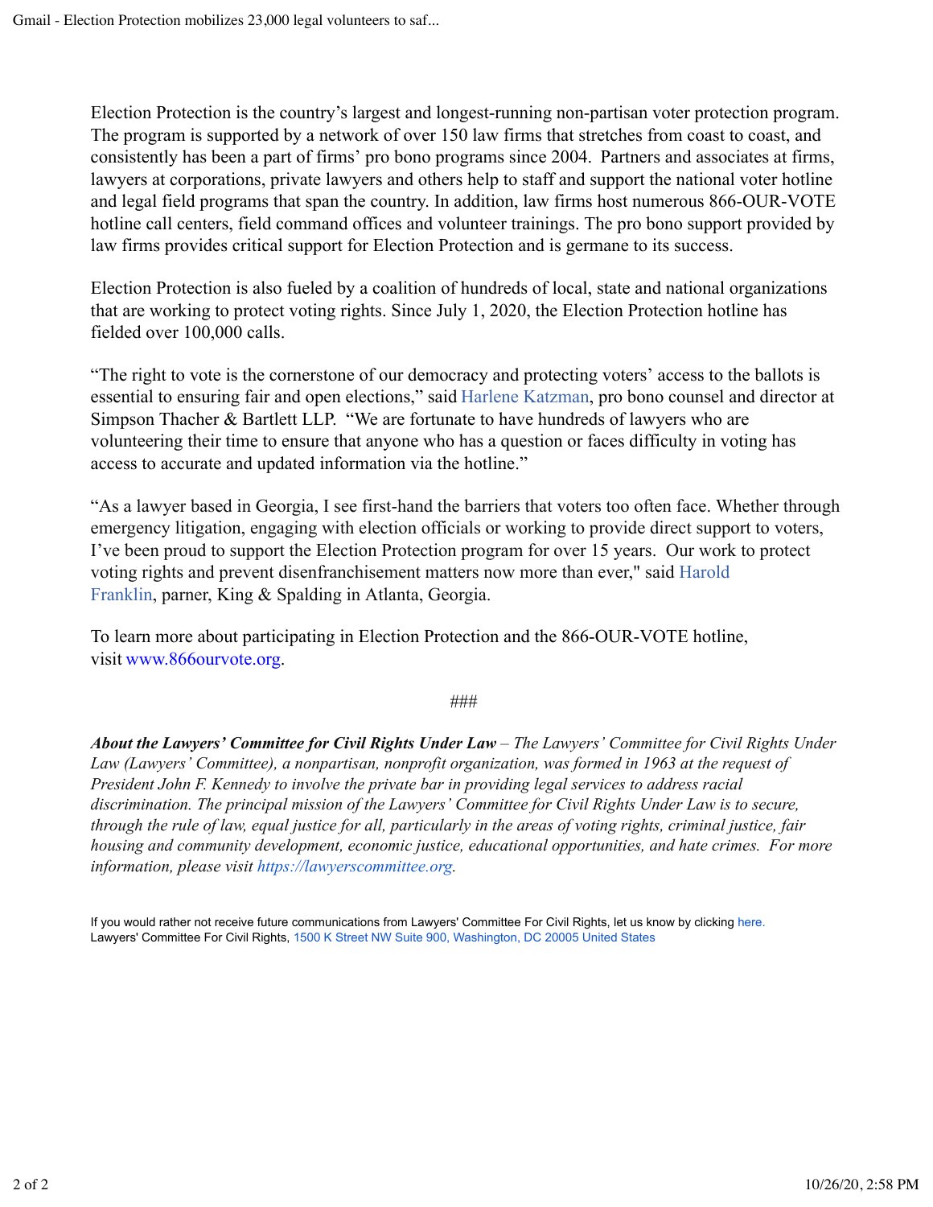Election Protection is the country's largest and longest-running non-partisan voter protection program. The program is supported by a network of over 150 law firms that stretches from coast to coast, and consistently has been a part of firms' pro bono programs since 2004. Partners and associates at firms, lawyers at corporations, private lawyers and others help to staff and support the national voter hotline and legal field programs that span the country. In addition, law firms host numerous 866-OUR-VOTE hotline call centers, field command offices and volunteer trainings. The pro bono support provided by law firms provides critical support for Election Protection and is germane to its success.

Election Protection is also fueled by a coalition of hundreds of local, state and national organizations that are working to protect voting rights. Since July 1, 2020, the Election Protection hotline has fielded over 100,000 calls.

"The right to vote is the cornerstone of our democracy and protecting voters' access to the ballots is essential to ensuring fair and open elections," said Harlene Katzman, pro bono counsel and director at Simpson Thacher & Bartlett LLP. "We are fortunate to have hundreds of lawyers who are volunteering their time to ensure that anyone who has a question or faces difficulty in voting has access to accurate and updated information via the hotline."

"As a lawyer based in Georgia, I see first-hand the barriers that voters too often face. Whether through emergency litigation, engaging with election officials or working to provide direct support to voters, I've been proud to support the Election Protection program for over 15 years. Our work to protect voting rights and prevent disenfranchisement matters now more than ever," said Harold Franklin, parner, King & Spalding in Atlanta, Georgia.

To learn more about participating in Election Protection and the 866-OUR-VOTE hotline, visit www.866ourvote.org.

###

***About the Lawyers' Committee for Civil Rights Under Law*** *– The Lawyers' Committee for Civil Rights Under Law (Lawyers' Committee), a nonpartisan, nonprofit organization, was formed in 1963 at the request of President John F. Kennedy to involve the private bar in providing legal services to address racial discrimination. The principal mission of the Lawyers' Committee for Civil Rights Under Law is to secure, through the rule of law, equal justice for all, particularly in the areas of voting rights, criminal justice, fair housing and community development, economic justice, educational opportunities, and hate crimes. For more information, please visit https://lawyerscommittee.org.*

If you would rather not receive future communications from Lawyers' Committee For Civil Rights, let us know by clicking here.
Lawyers' Committee For Civil Rights, 1500 K Street NW Suite 900, Washington, DC 20005 United States